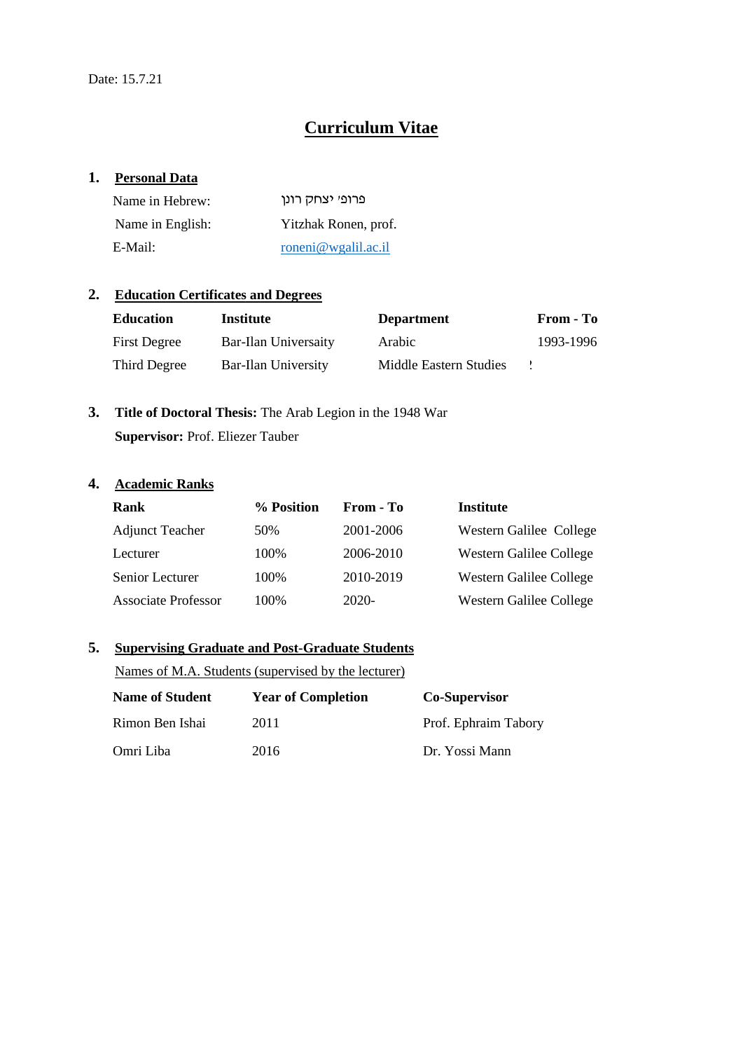Date: 15.7.21

# Curriculum Vitae

## 1. Personal Data

| | |
|---|---|
| Name in Hebrew: | פרופ' יצחק רונן |
| Name in English: | Yitzhak Ronen, prof. |
| E-Mail: | roneni@wgalil.ac.il |

## 2. Education Certificates and Degrees

| Education | Institute | Department | From - To |
|---|---|---|---|
| First Degree | Bar-Ilan Univesaity | Arabic | 1993-1996 |
| Third Degree | Bar-Ilan University | Middle Eastern Studies | ! |

## 3. **Title of Doctoral Thesis:** The Arab Legion in the 1948 War

**Supervisor:** Prof. Eliezer Tauber

## 4. Academic Ranks

| Rank | % Position | From - To | Institute |
|---|---|---|---|
| Adjunct Teacher | 50% | 2001-2006 | Western Galilee College |
| Lecturer | 100% | 2006-2010 | Western Galilee College |
| Senior Lecturer | 100% | 2010-2019 | Western Galilee College |
| Associate Professor | 100% | 2020- | Western Galilee College |

## 5. Supervising Graduate and Post-Graduate Students

Names of M.A. Students (supervised by the lecturer)

| Name of Student | Year of Completion | Co-Supervisor |
|---|---|---|
| Rimon Ben Ishai | 2011 | Prof. Ephraim Tabory |
| Omri Liba | 2016 | Dr. Yossi Mann |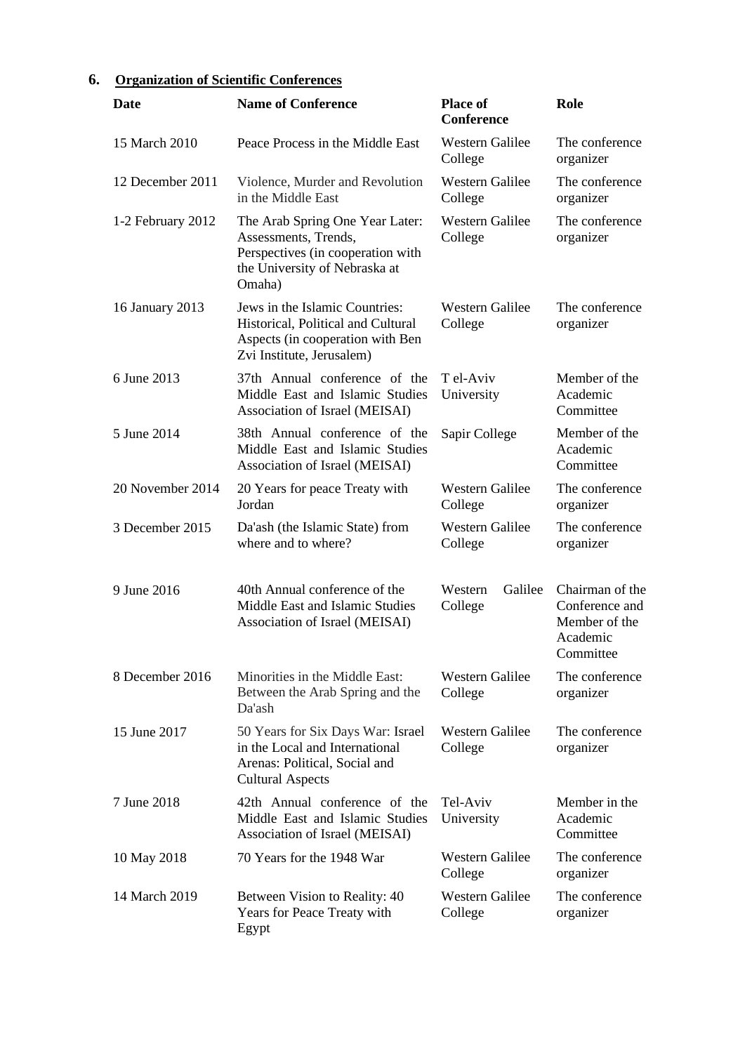## 6. Organization of Scientific Conferences

| Date | Name of Conference | Place of Conference | Role |
|---|---|---|---|
| 15 March 2010 | Peace Process in the Middle East | Western Galilee College | The conference organizer |
| 12 December 2011 | Violence, Murder and Revolution in the Middle East | Western Galilee College | The conference organizer |
| 1-2 February 2012 | The Arab Spring One Year Later: Assessments, Trends, Perspectives (in cooperation with the University of Nebraska at Omaha) | Western Galilee College | The conference organizer |
| 16 January 2013 | Jews in the Islamic Countries: Historical, Political and Cultural Aspects (in cooperation with Ben Zvi Institute, Jerusalem) | Western Galilee College | The conference organizer |
| 6 June 2013 | 37th Annual conference of the Middle East and Islamic Studies Association of Israel (MEISAI) | T el-Aviv University | Member of the Academic Committee |
| 5 June 2014 | 38th Annual conference of the Middle East and Islamic Studies Association of Israel (MEISAI) | Sapir College | Member of the Academic Committee |
| 20 November 2014 | 20 Years for peace Treaty with Jordan | Western Galilee College | The conference organizer |
| 3 December 2015 | Da'ash (the Islamic State) from where and to where? | Western Galilee College | The conference organizer |
| 9 June 2016 | 40th Annual conference of the Middle East and Islamic Studies Association of Israel (MEISAI) | Western Galilee College | Chairman of the Conference and Member of the Academic Committee |
| 8 December 2016 | Minorities in the Middle East: Between the Arab Spring and the Da'ash | Western Galilee College | The conference organizer |
| 15 June 2017 | 50 Years for Six Days War: Israel in the Local and International Arenas: Political, Social and Cultural Aspects | Western Galilee College | The conference organizer |
| 7 June 2018 | 42th Annual conference of the Middle East and Islamic Studies Association of Israel (MEISAI) | Tel-Aviv University | Member in the Academic Committee |
| 10 May 2018 | 70 Years for the 1948 War | Western Galilee College | The conference organizer |
| 14 March 2019 | Between Vision to Reality: 40 Years for Peace Treaty with Egypt | Western Galilee College | The conference organizer |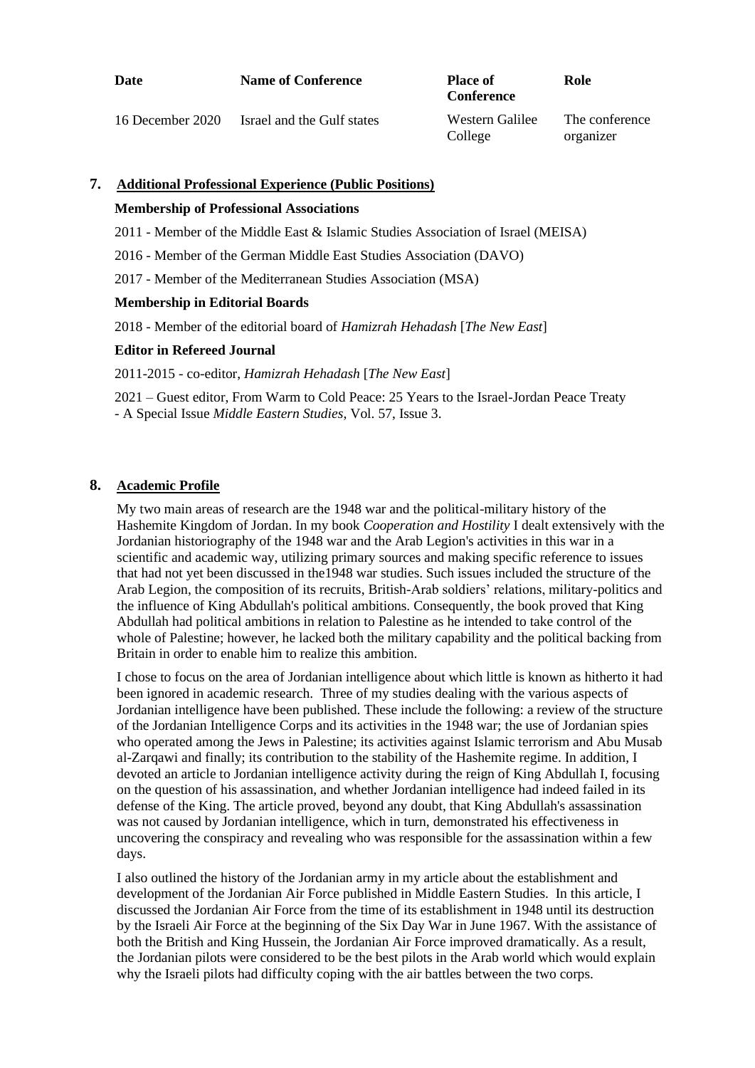| Date | Name of Conference | Place of Conference | Role |
| --- | --- | --- | --- |
| 16 December 2020 | Israel and the Gulf states | Western Galilee College | The conference organizer |

## 7. Additional Professional Experience (Public Positions)

**Membership of Professional Associations**

2011 - Member of the Middle East & Islamic Studies Association of Israel (MEISA)

2016 - Member of the German Middle East Studies Association (DAVO)

2017 - Member of the Mediterranean Studies Association (MSA)

**Membership in Editorial Boards**

2018 - Member of the editorial board of *Hamizrah Hehadash* [*The New East*]

**Editor in Refereed Journal**

2011-2015 - co-editor, *Hamizrah Hehadash* [*The New East*]

2021 – Guest editor, From Warm to Cold Peace: 25 Years to the Israel-Jordan Peace Treaty - A Special Issue *Middle Eastern Studies*, Vol. 57, Issue 3.

## 8. Academic Profile

My two main areas of research are the 1948 war and the political-military history of the Hashemite Kingdom of Jordan. In my book *Cooperation and Hostility* I dealt extensively with the Jordanian historiography of the 1948 war and the Arab Legion's activities in this war in a scientific and academic way, utilizing primary sources and making specific reference to issues that had not yet been discussed in the1948 war studies. Such issues included the structure of the Arab Legion, the composition of its recruits, British-Arab soldiers' relations, military-politics and the influence of King Abdullah's political ambitions. Consequently, the book proved that King Abdullah had political ambitions in relation to Palestine as he intended to take control of the whole of Palestine; however, he lacked both the military capability and the political backing from Britain in order to enable him to realize this ambition.

I chose to focus on the area of Jordanian intelligence about which little is known as hitherto it had been ignored in academic research. Three of my studies dealing with the various aspects of Jordanian intelligence have been published. These include the following: a review of the structure of the Jordanian Intelligence Corps and its activities in the 1948 war; the use of Jordanian spies who operated among the Jews in Palestine; its activities against Islamic terrorism and Abu Musab al-Zarqawi and finally; its contribution to the stability of the Hashemite regime. In addition, I devoted an article to Jordanian intelligence activity during the reign of King Abdullah I, focusing on the question of his assassination, and whether Jordanian intelligence had indeed failed in its defense of the King. The article proved, beyond any doubt, that King Abdullah's assassination was not caused by Jordanian intelligence, which in turn, demonstrated his effectiveness in uncovering the conspiracy and revealing who was responsible for the assassination within a few days.

I also outlined the history of the Jordanian army in my article about the establishment and development of the Jordanian Air Force published in Middle Eastern Studies. In this article, I discussed the Jordanian Air Force from the time of its establishment in 1948 until its destruction by the Israeli Air Force at the beginning of the Six Day War in June 1967. With the assistance of both the British and King Hussein, the Jordanian Air Force improved dramatically. As a result, the Jordanian pilots were considered to be the best pilots in the Arab world which would explain why the Israeli pilots had difficulty coping with the air battles between the two corps.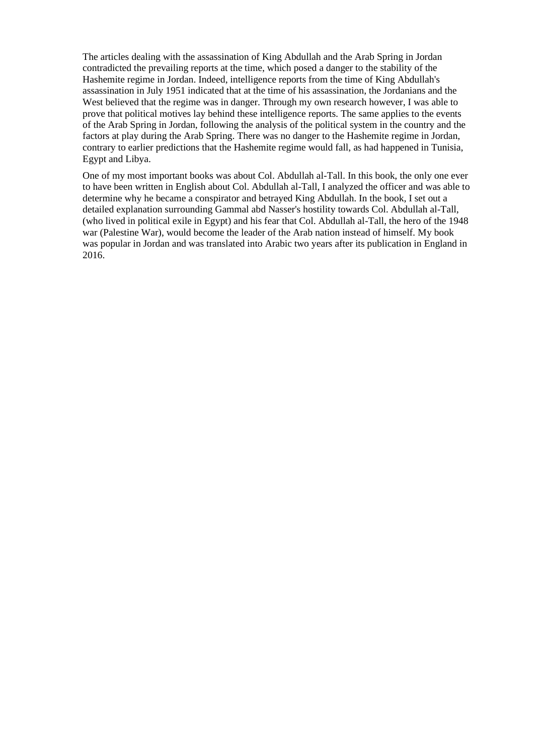The articles dealing with the assassination of King Abdullah and the Arab Spring in Jordan contradicted the prevailing reports at the time, which posed a danger to the stability of the Hashemite regime in Jordan. Indeed, intelligence reports from the time of King Abdullah's assassination in July 1951 indicated that at the time of his assassination, the Jordanians and the West believed that the regime was in danger. Through my own research however, I was able to prove that political motives lay behind these intelligence reports. The same applies to the events of the Arab Spring in Jordan, following the analysis of the political system in the country and the factors at play during the Arab Spring. There was no danger to the Hashemite regime in Jordan, contrary to earlier predictions that the Hashemite regime would fall, as had happened in Tunisia, Egypt and Libya.

One of my most important books was about Col. Abdullah al-Tall. In this book, the only one ever to have been written in English about Col. Abdullah al-Tall, I analyzed the officer and was able to determine why he became a conspirator and betrayed King Abdullah. In the book, I set out a detailed explanation surrounding Gammal abd Nasser's hostility towards Col. Abdullah al-Tall, (who lived in political exile in Egypt) and his fear that Col. Abdullah al-Tall, the hero of the 1948 war (Palestine War), would become the leader of the Arab nation instead of himself. My book was popular in Jordan and was translated into Arabic two years after its publication in England in 2016.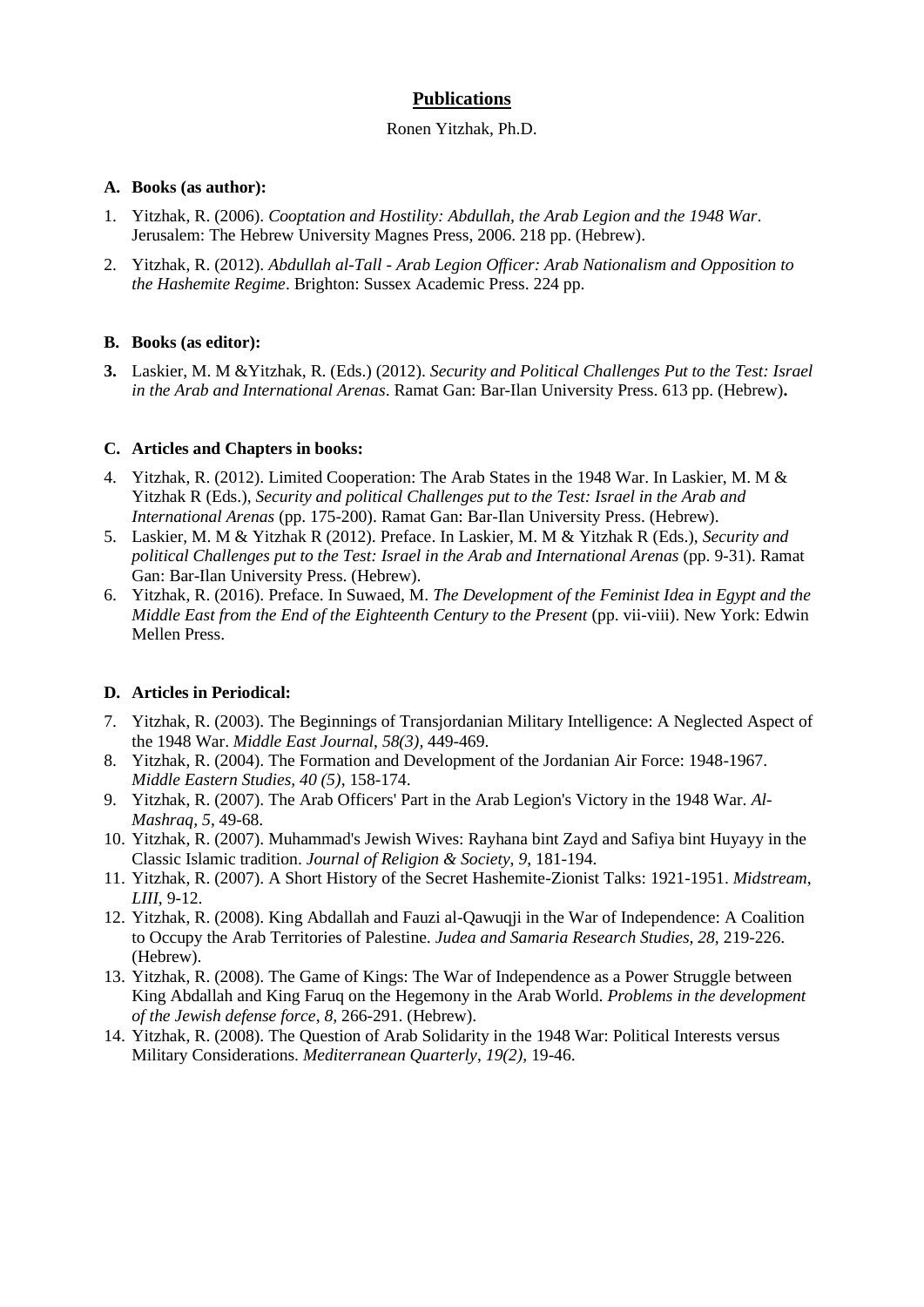# **Publications**

Ronen Yitzhak, Ph.D.

### A. Books (as author):

1. Yitzhak, R. (2006). *Cooptation and Hostility: Abdullah, the Arab Legion and the 1948 War*. Jerusalem: The Hebrew University Magnes Press, 2006. 218 pp. (Hebrew).
2. Yitzhak, R. (2012). *Abdullah al-Tall - Arab Legion Officer: Arab Nationalism and Opposition to the Hashemite Regime*. Brighton: Sussex Academic Press. 224 pp.

### B. Books (as editor):

3. Laskier, M. M &Yitzhak, R. (Eds.) (2012). *Security and Political Challenges Put to the Test: Israel in the Arab and International Arenas*. Ramat Gan: Bar-Ilan University Press. 613 pp. (Hebrew)**.**

### C. Articles and Chapters in books:

4. Yitzhak, R. (2012). Limited Cooperation: The Arab States in the 1948 War. In Laskier, M. M & Yitzhak R (Eds.), *Security and political Challenges put to the Test: Israel in the Arab and International Arenas* (pp. 175-200). Ramat Gan: Bar-Ilan University Press. (Hebrew).
5. Laskier, M. M & Yitzhak R (2012). Preface. In Laskier, M. M & Yitzhak R (Eds.), *Security and political Challenges put to the Test: Israel in the Arab and International Arenas* (pp. 9-31). Ramat Gan: Bar-Ilan University Press. (Hebrew).
6. Yitzhak, R. (2016). Preface. In Suwaed, M. *The Development of the Feminist Idea in Egypt and the Middle East from the End of the Eighteenth Century to the Present* (pp. vii-viii). New York: Edwin Mellen Press.

### D. Articles in Periodical:

7. Yitzhak, R. (2003). The Beginnings of Transjordanian Military Intelligence: A Neglected Aspect of the 1948 War. *Middle East Journal*, *58(3),* 449-469.
8. Yitzhak, R. (2004). The Formation and Development of the Jordanian Air Force: 1948-1967. *Middle Eastern Studies, 40 (5)*, 158-174.
9. Yitzhak, R. (2007). The Arab Officers' Part in the Arab Legion's Victory in the 1948 War. *Al-Mashraq*, *5*, 49-68.
10. Yitzhak, R. (2007). Muhammad's Jewish Wives: Rayhana bint Zayd and Safiya bint Huyayy in the Classic Islamic tradition. *Journal of Religion & Society*, *9*, 181-194.
11. Yitzhak, R. (2007). A Short History of the Secret Hashemite-Zionist Talks: 1921-1951. *Midstream*, *LIII*, 9-12.
12. Yitzhak, R. (2008). King Abdallah and Fauzi al-Qawuqji in the War of Independence: A Coalition to Occupy the Arab Territories of Palestine. *Judea and Samaria Research Studies, 28,* 219-226. (Hebrew).
13. Yitzhak, R. (2008). The Game of Kings: The War of Independence as a Power Struggle between King Abdallah and King Faruq on the Hegemony in the Arab World. *Problems in the development of the Jewish defense force*, *8,* 266-291. (Hebrew).
14. Yitzhak, R. (2008). The Question of Arab Solidarity in the 1948 War: Political Interests versus Military Considerations. *Mediterranean Quarterly*, *19(2),* 19-46.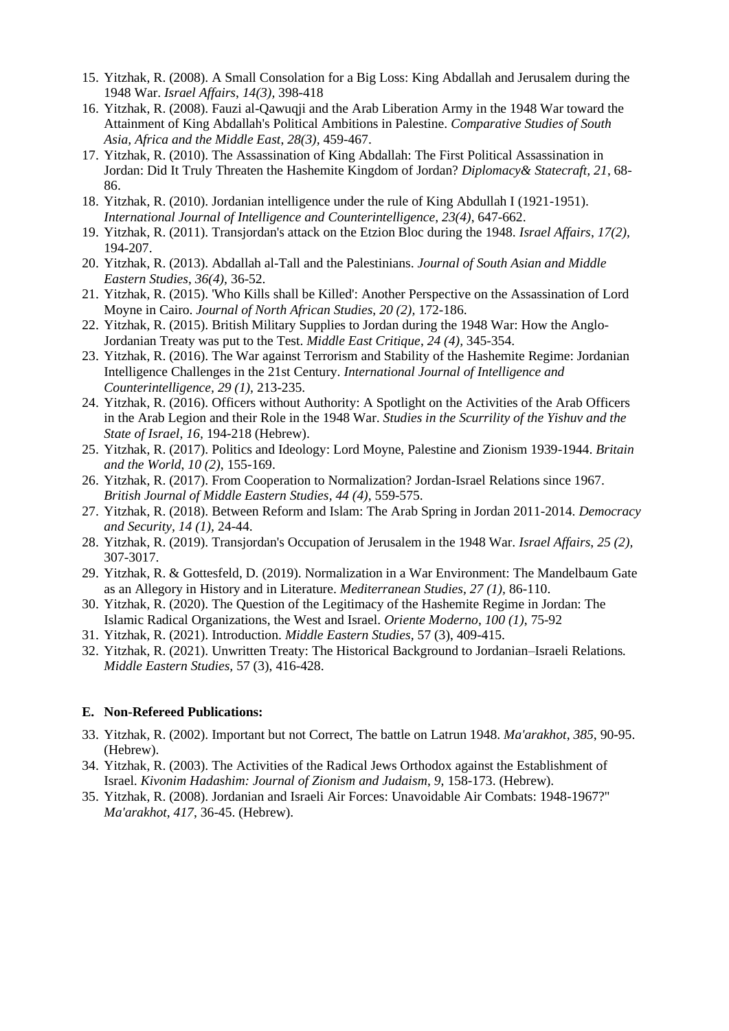15. Yitzhak, R. (2008). A Small Consolation for a Big Loss: King Abdallah and Jerusalem during the 1948 War. *Israel Affairs*, *14(3),* 398-418
16. Yitzhak, R. (2008). Fauzi al-Qawuqji and the Arab Liberation Army in the 1948 War toward the Attainment of King Abdallah's Political Ambitions in Palestine. *Comparative Studies of South Asia, Africa and the Middle East*, *28(3)*, 459-467.
17. Yitzhak, R. (2010). The Assassination of King Abdallah: The First Political Assassination in Jordan: Did It Truly Threaten the Hashemite Kingdom of Jordan? *Diplomacy& Statecraft, 21*, 68-86.
18. Yitzhak, R. (2010). Jordanian intelligence under the rule of King Abdullah I (1921-1951). *International Journal of Intelligence and Counterintelligence*, *23(4)*, 647-662.
19. Yitzhak, R. (2011). Transjordan's attack on the Etzion Bloc during the 1948. *Israel Affairs*, *17(2),* 194-207.
20. Yitzhak, R. (2013). Abdallah al-Tall and the Palestinians. *Journal of South Asian and Middle Eastern Studies*, *36(4),* 36-52.
21. Yitzhak, R. (2015). 'Who Kills shall be Killed': Another Perspective on the Assassination of Lord Moyne in Cairo. *Journal of North African Studies*, *20 (2)*, 172-186.
22. Yitzhak, R. (2015). British Military Supplies to Jordan during the 1948 War: How the Anglo-Jordanian Treaty was put to the Test. *Middle East Critique*, *24 (4)*, 345-354.
23. Yitzhak, R. (2016). The War against Terrorism and Stability of the Hashemite Regime: Jordanian Intelligence Challenges in the 21st Century. *International Journal of Intelligence and Counterintelligence, 29 (1)*, 213-235.
24. Yitzhak, R. (2016). Officers without Authority: A Spotlight on the Activities of the Arab Officers in the Arab Legion and their Role in the 1948 War. *Studies in the Scurrility of the Yishuv and the State of Israel*, *16*, 194-218 (Hebrew).
25. Yitzhak, R. (2017). Politics and Ideology: Lord Moyne, Palestine and Zionism 1939-1944. *Britain and the World*, *10 (2)*, 155-169.
26. Yitzhak, R. (2017). From Cooperation to Normalization? Jordan-Israel Relations since 1967. *British Journal of Middle Eastern Studies, 44 (4),* 559-575.
27. Yitzhak, R. (2018). Between Reform and Islam: The Arab Spring in Jordan 2011-2014. *Democracy and Security, 14 (1),* 24-44.
28. Yitzhak, R. (2019). Transjordan's Occupation of Jerusalem in the 1948 War. *Israel Affairs*, *25 (2),* 307-3017.
29. Yitzhak, R. & Gottesfeld, D. (2019). Normalization in a War Environment: The Mandelbaum Gate as an Allegory in History and in Literature. *Mediterranean Studies, 27 (1),* 86-110.
30. Yitzhak, R. (2020). The Question of the Legitimacy of the Hashemite Regime in Jordan: The Islamic Radical Organizations, the West and Israel. *Oriente Moderno*, *100 (1)*, 75-92
31. Yitzhak, R. (2021). Introduction. *Middle Eastern Studies*, 57 (3), 409-415.
32. Yitzhak, R. (2021). Unwritten Treaty: The Historical Background to Jordanian–Israeli Relations*. Middle Eastern Studies,* 57 (3), 416-428.

**E. Non-Refereed Publications:**

33. Yitzhak, R. (2002). Important but not Correct, The battle on Latrun 1948. *Ma'arakhot*, *385*, 90-95. (Hebrew).
34. Yitzhak, R. (2003). The Activities of the Radical Jews Orthodox against the Establishment of Israel. *Kivonim Hadashim: Journal of Zionism and Judaism*, *9*, 158-173. (Hebrew).
35. Yitzhak, R. (2008). Jordanian and Israeli Air Forces: Unavoidable Air Combats: 1948-1967?" *Ma'arakhot*, *417*, 36-45. (Hebrew).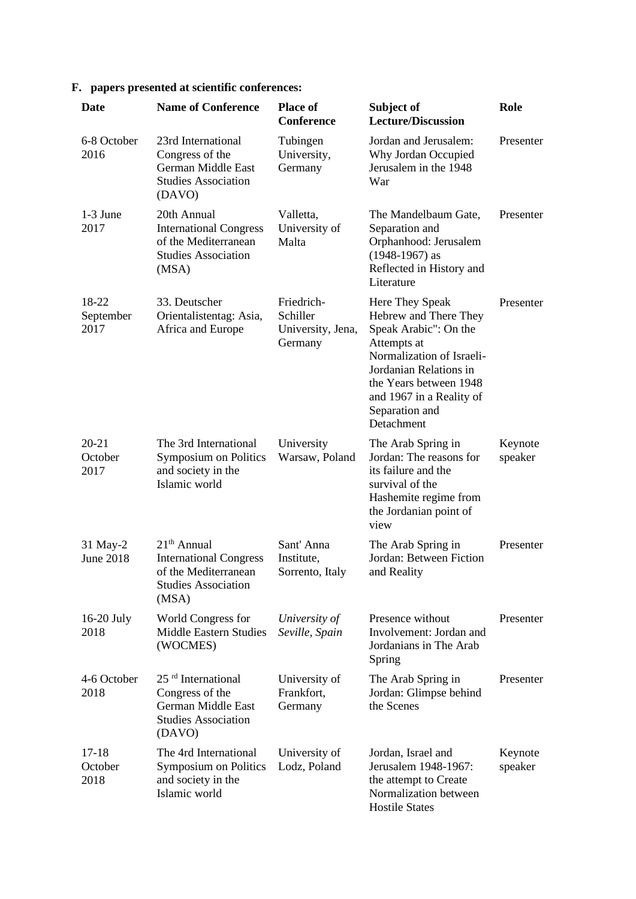## F. papers presented at scientific conferences:

| Date | Name of Conference | Place of Conference | Subject of Lecture/Discussion | Role |
|---|---|---|---|---|
| 6-8 October 2016 | 23rd International Congress of the German Middle East Studies Association (DAVO) | Tubingen University, Germany | Jordan and Jerusalem: Why Jordan Occupied Jerusalem in the 1948 War | Presenter |
| 1-3 June 2017 | 20th Annual International Congress of the Mediterranean Studies Association (MSA) | Valletta, University of Malta | The Mandelbaum Gate, Separation and Orphanhood: Jerusalem (1948-1967) as Reflected in History and Literature | Presenter |
| 18-22 September 2017 | 33. Deutscher Orientalistentag: Asia, Africa and Europe | Friedrich-Schiller University, Jena, Germany | Here They Speak Hebrew and There They Speak Arabic": On the Attempts at Normalization of Israeli-Jordanian Relations in the Years between 1948 and 1967 in a Reality of Separation and Detachment | Presenter |
| 20-21 October 2017 | The 3rd International Symposium on Politics and society in the Islamic world | University Warsaw, Poland | The Arab Spring in Jordan: The reasons for its failure and the survival of the Hashemite regime from the Jordanian point of view | Keynote speaker |
| 31 May-2 June 2018 | 21th Annual International Congress of the Mediterranean Studies Association (MSA) | Sant' Anna Institute, Sorrento, Italy | The Arab Spring in Jordan: Between Fiction and Reality | Presenter |
| 16-20 July 2018 | World Congress for Middle Eastern Studies (WOCMES) | *University of Seville, Spain* | Presence without Involvement: Jordan and Jordanians in The Arab Spring | Presenter |
| 4-6 October 2018 | 25 rd International Congress of the German Middle East Studies Association (DAVO) | University of Frankfort, Germany | The Arab Spring in Jordan: Glimpse behind the Scenes | Presenter |
| 17-18 October 2018 | The 4rd International Symposium on Politics and society in the Islamic world | University of Lodz, Poland | Jordan, Israel and Jerusalem 1948-1967: the attempt to Create Normalization between Hostile States | Keynote speaker |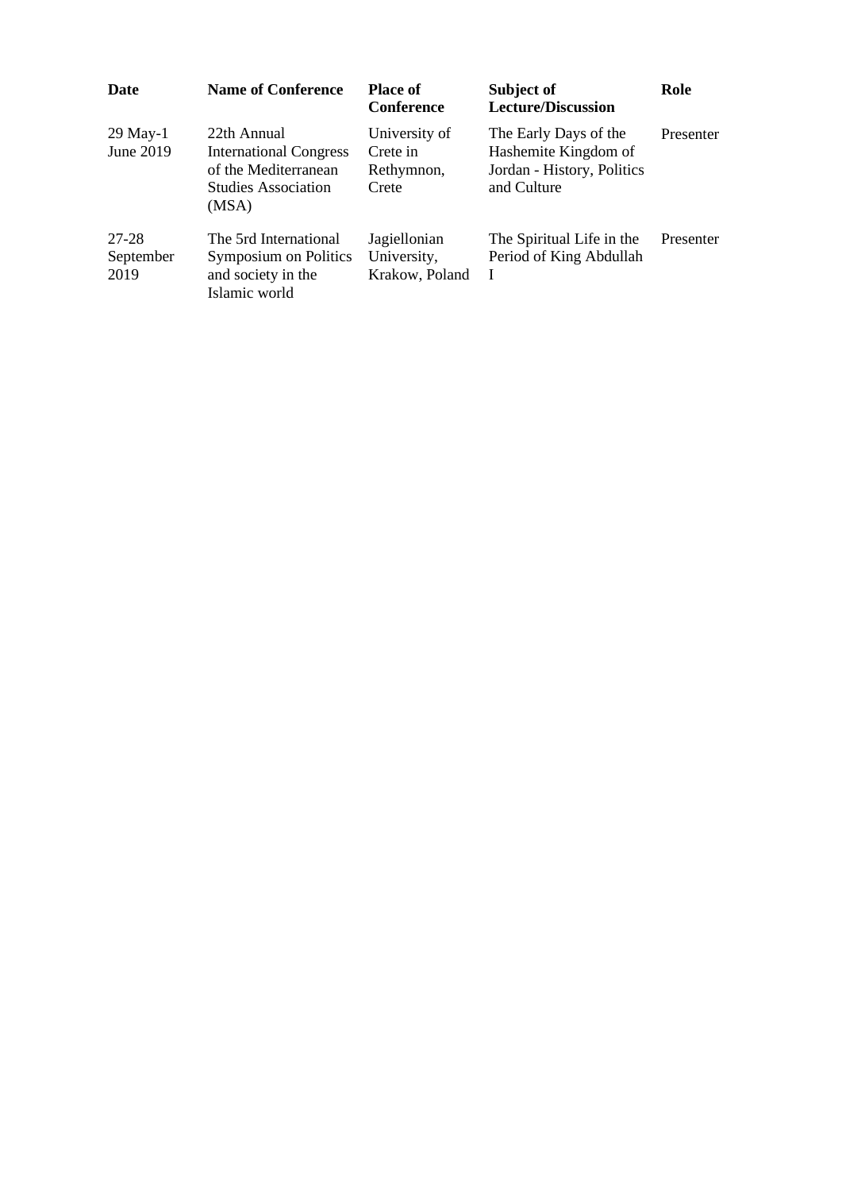| Date | Name of Conference | Place of Conference | Subject of Lecture/Discussion | Role |
|---|---|---|---|---|
| 29 May-1 June 2019 | 22th Annual International Congress of the Mediterranean Studies Association (MSA) | University of Crete in Rethymnon, Crete | The Early Days of the Hashemite Kingdom of Jordan - History, Politics and Culture | Presenter |
| 27-28 September 2019 | The 5rd International Symposium on Politics and society in the Islamic world | Jagiellonian University, Krakow, Poland | The Spiritual Life in the Period of King Abdullah I | Presenter |